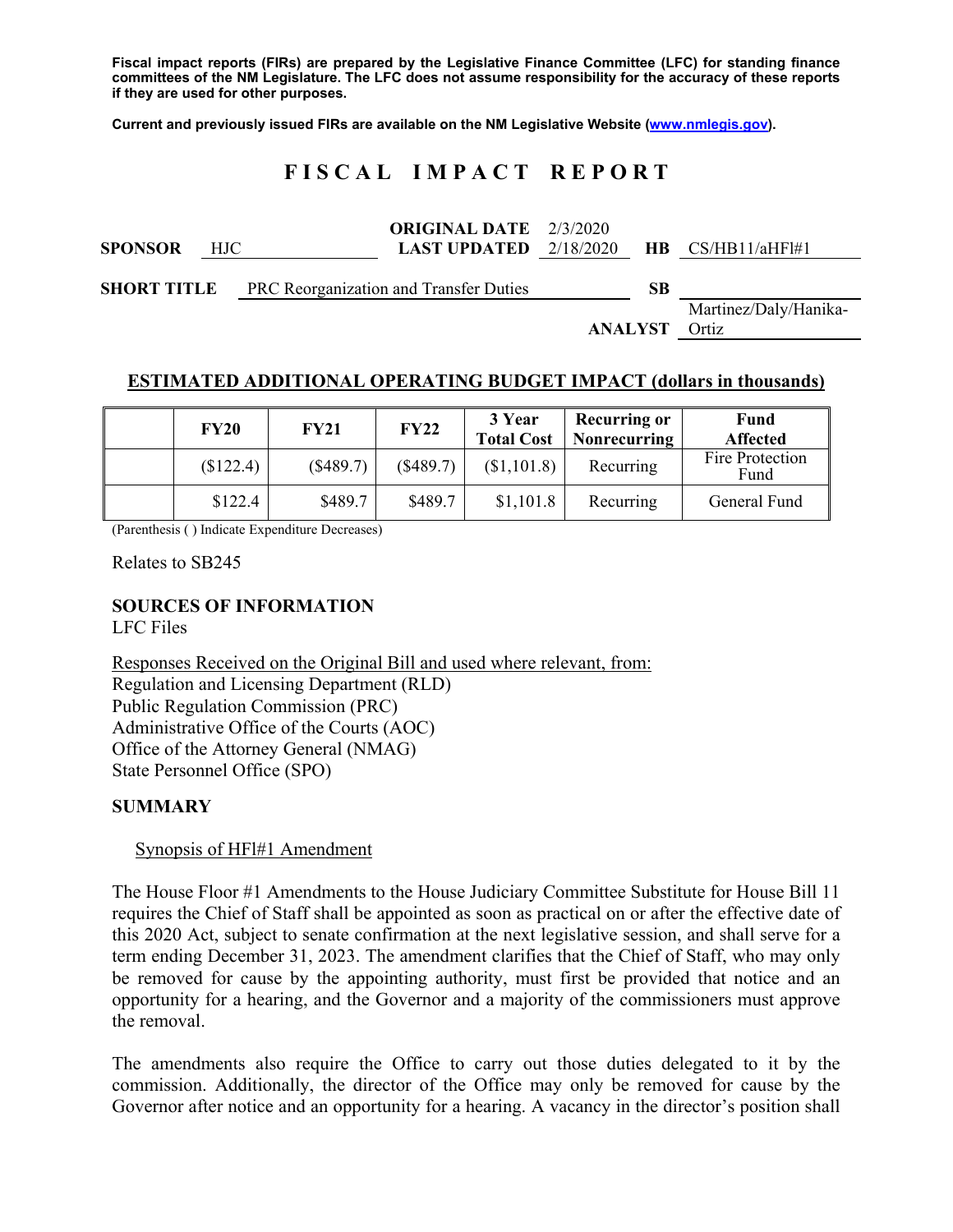**Fiscal impact reports (FIRs) are prepared by the Legislative Finance Committee (LFC) for standing finance committees of the NM Legislature. The LFC does not assume responsibility for the accuracy of these reports if they are used for other purposes.**

**Current and previously issued FIRs are available on the NM Legislative Website (www.nmlegis.gov).**

# FISCAL IMPACT REPORT

**SPONSOR** HJC

**ORIGINAL DATE** 2/3/2020
**LAST UPDATED** 2/18/2020

**HB** CS/HB11/aHFl#1

**SHORT TITLE** PRC Reorganization and Transfer Duties

**SB**

**ANALYST** Martinez/Daly/Hanika-Ortiz

## ESTIMATED ADDITIONAL OPERATING BUDGET IMPACT (dollars in thousands)

| | FY20 | FY21 | FY22 | 3 Year Total Cost | Recurring or Nonrecurring | Fund Affected |
|---|---|---|---|---|---|---|
| | ($122.4) | ($489.7) | ($489.7) | ($1,101.8) | Recurring | Fire Protection Fund |
| | $122.4 | $489.7 | $489.7 | $1,101.8 | Recurring | General Fund |

(Parenthesis ( ) Indicate Expenditure Decreases)

Relates to SB245

### SOURCES OF INFORMATION

LFC Files

Responses Received on the Original Bill and used where relevant, from:
Regulation and Licensing Department (RLD)
Public Regulation Commission (PRC)
Administrative Office of the Courts (AOC)
Office of the Attorney General (NMAG)
State Personnel Office (SPO)

### SUMMARY

Synopsis of HFl#1 Amendment

The House Floor #1 Amendments to the House Judiciary Committee Substitute for House Bill 11 requires the Chief of Staff shall be appointed as soon as practical on or after the effective date of this 2020 Act, subject to senate confirmation at the next legislative session, and shall serve for a term ending December 31, 2023. The amendment clarifies that the Chief of Staff, who may only be removed for cause by the appointing authority, must first be provided that notice and an opportunity for a hearing, and the Governor and a majority of the commissioners must approve the removal.

The amendments also require the Office to carry out those duties delegated to it by the commission. Additionally, the director of the Office may only be removed for cause by the Governor after notice and an opportunity for a hearing. A vacancy in the director's position shall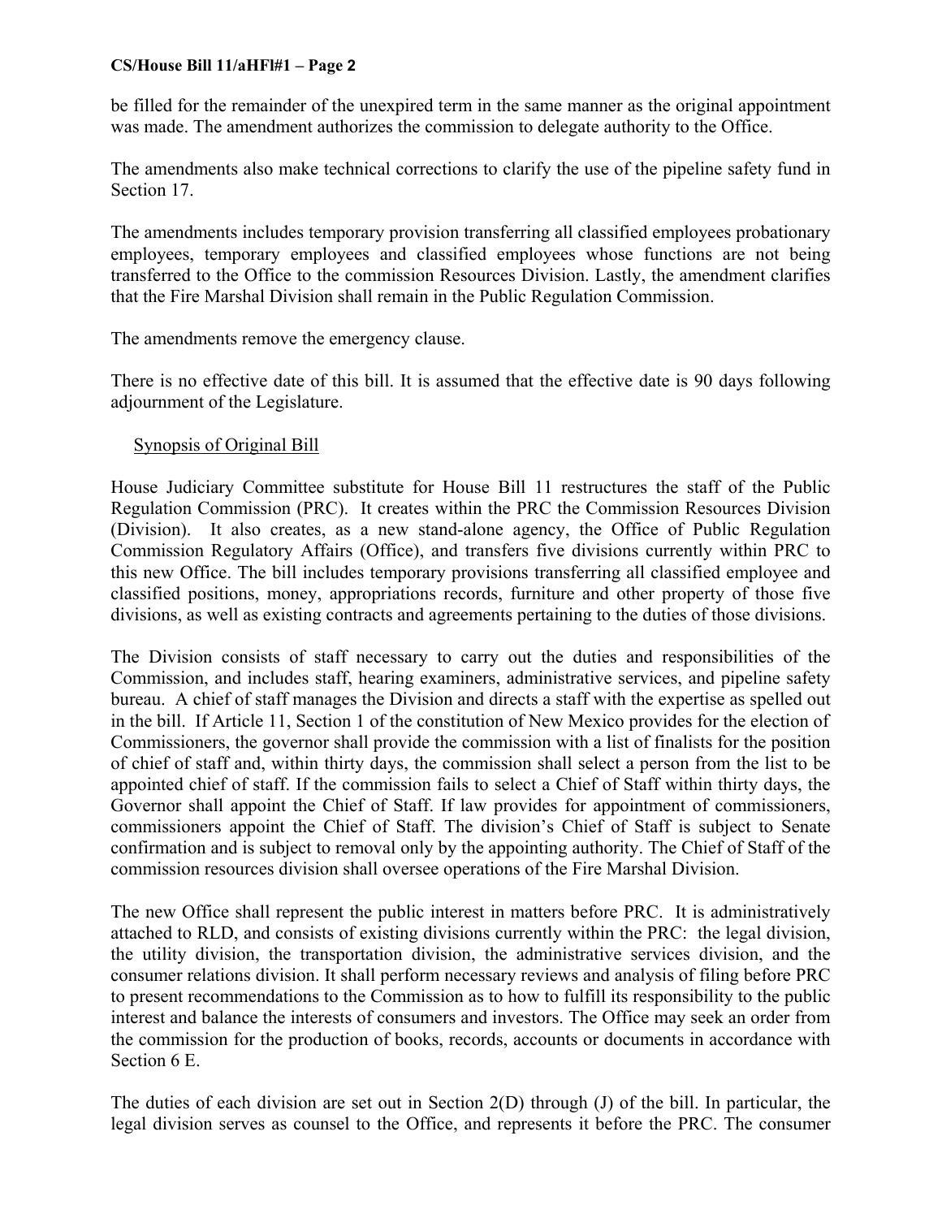be filled for the remainder of the unexpired term in the same manner as the original appointment was made. The amendment authorizes the commission to delegate authority to the Office.

The amendments also make technical corrections to clarify the use of the pipeline safety fund in Section 17.

The amendments includes temporary provision transferring all classified employees probationary employees, temporary employees and classified employees whose functions are not being transferred to the Office to the commission Resources Division. Lastly, the amendment clarifies that the Fire Marshal Division shall remain in the Public Regulation Commission.

The amendments remove the emergency clause.

There is no effective date of this bill. It is assumed that the effective date is 90 days following adjournment of the Legislature.

Synopsis of Original Bill

House Judiciary Committee substitute for House Bill 11 restructures the staff of the Public Regulation Commission (PRC). It creates within the PRC the Commission Resources Division (Division). It also creates, as a new stand-alone agency, the Office of Public Regulation Commission Regulatory Affairs (Office), and transfers five divisions currently within PRC to this new Office. The bill includes temporary provisions transferring all classified employee and classified positions, money, appropriations records, furniture and other property of those five divisions, as well as existing contracts and agreements pertaining to the duties of those divisions.

The Division consists of staff necessary to carry out the duties and responsibilities of the Commission, and includes staff, hearing examiners, administrative services, and pipeline safety bureau. A chief of staff manages the Division and directs a staff with the expertise as spelled out in the bill. If Article 11, Section 1 of the constitution of New Mexico provides for the election of Commissioners, the governor shall provide the commission with a list of finalists for the position of chief of staff and, within thirty days, the commission shall select a person from the list to be appointed chief of staff. If the commission fails to select a Chief of Staff within thirty days, the Governor shall appoint the Chief of Staff. If law provides for appointment of commissioners, commissioners appoint the Chief of Staff. The division's Chief of Staff is subject to Senate confirmation and is subject to removal only by the appointing authority. The Chief of Staff of the commission resources division shall oversee operations of the Fire Marshal Division.

The new Office shall represent the public interest in matters before PRC. It is administratively attached to RLD, and consists of existing divisions currently within the PRC: the legal division, the utility division, the transportation division, the administrative services division, and the consumer relations division. It shall perform necessary reviews and analysis of filing before PRC to present recommendations to the Commission as to how to fulfill its responsibility to the public interest and balance the interests of consumers and investors. The Office may seek an order from the commission for the production of books, records, accounts or documents in accordance with Section 6 E.

The duties of each division are set out in Section 2(D) through (J) of the bill. In particular, the legal division serves as counsel to the Office, and represents it before the PRC. The consumer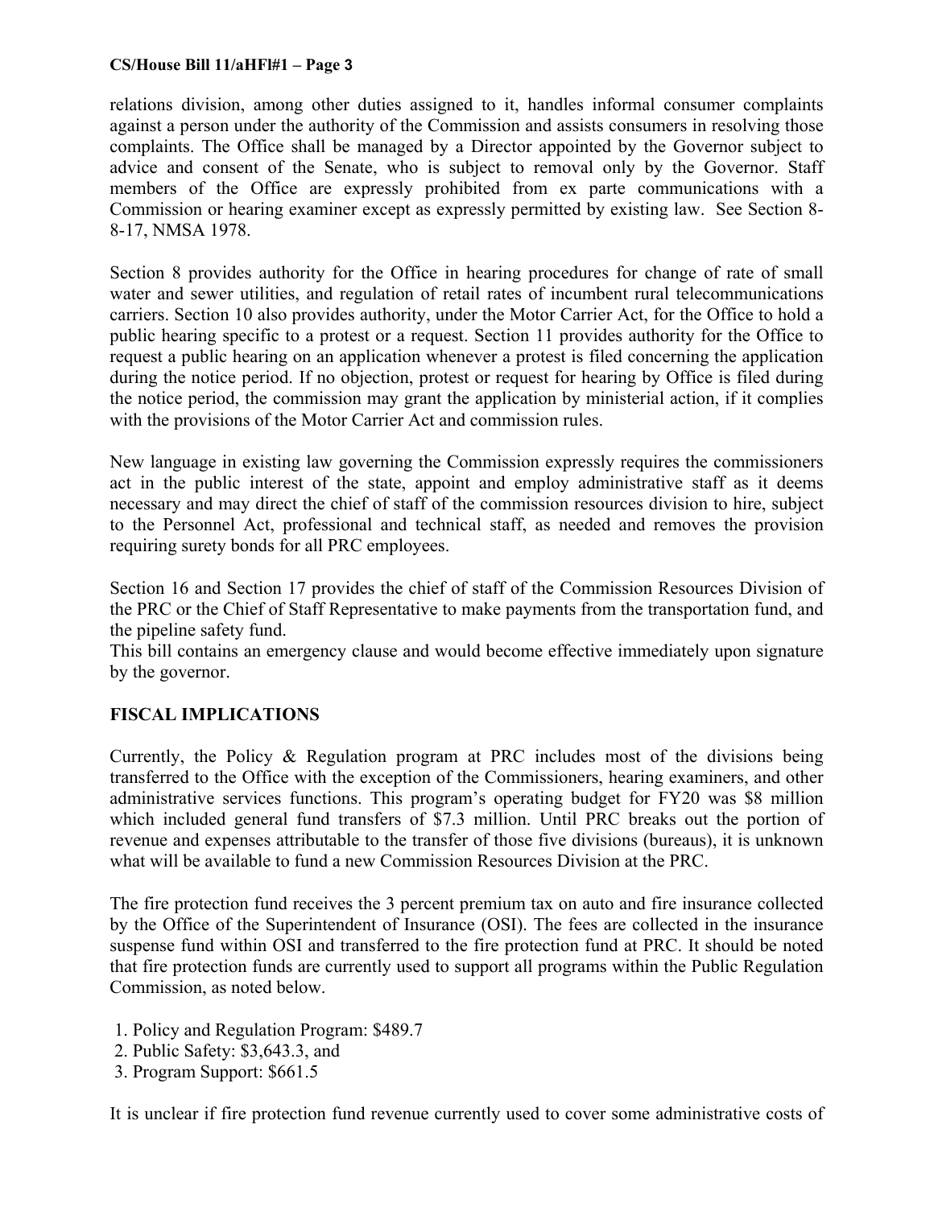relations division, among other duties assigned to it, handles informal consumer complaints against a person under the authority of the Commission and assists consumers in resolving those complaints. The Office shall be managed by a Director appointed by the Governor subject to advice and consent of the Senate, who is subject to removal only by the Governor. Staff members of the Office are expressly prohibited from ex parte communications with a Commission or hearing examiner except as expressly permitted by existing law. See Section 8-8-17, NMSA 1978.

Section 8 provides authority for the Office in hearing procedures for change of rate of small water and sewer utilities, and regulation of retail rates of incumbent rural telecommunications carriers. Section 10 also provides authority, under the Motor Carrier Act, for the Office to hold a public hearing specific to a protest or a request. Section 11 provides authority for the Office to request a public hearing on an application whenever a protest is filed concerning the application during the notice period. If no objection, protest or request for hearing by Office is filed during the notice period, the commission may grant the application by ministerial action, if it complies with the provisions of the Motor Carrier Act and commission rules.

New language in existing law governing the Commission expressly requires the commissioners act in the public interest of the state, appoint and employ administrative staff as it deems necessary and may direct the chief of staff of the commission resources division to hire, subject to the Personnel Act, professional and technical staff, as needed and removes the provision requiring surety bonds for all PRC employees.

Section 16 and Section 17 provides the chief of staff of the Commission Resources Division of the PRC or the Chief of Staff Representative to make payments from the transportation fund, and the pipeline safety fund.

This bill contains an emergency clause and would become effective immediately upon signature by the governor.

**FISCAL IMPLICATIONS**

Currently, the Policy & Regulation program at PRC includes most of the divisions being transferred to the Office with the exception of the Commissioners, hearing examiners, and other administrative services functions. This program's operating budget for FY20 was $8 million which included general fund transfers of $7.3 million. Until PRC breaks out the portion of revenue and expenses attributable to the transfer of those five divisions (bureaus), it is unknown what will be available to fund a new Commission Resources Division at the PRC.

The fire protection fund receives the 3 percent premium tax on auto and fire insurance collected by the Office of the Superintendent of Insurance (OSI). The fees are collected in the insurance suspense fund within OSI and transferred to the fire protection fund at PRC. It should be noted that fire protection funds are currently used to support all programs within the Public Regulation Commission, as noted below.

1. Policy and Regulation Program: $489.7
2. Public Safety: $3,643.3, and
3. Program Support: $661.5

It is unclear if fire protection fund revenue currently used to cover some administrative costs of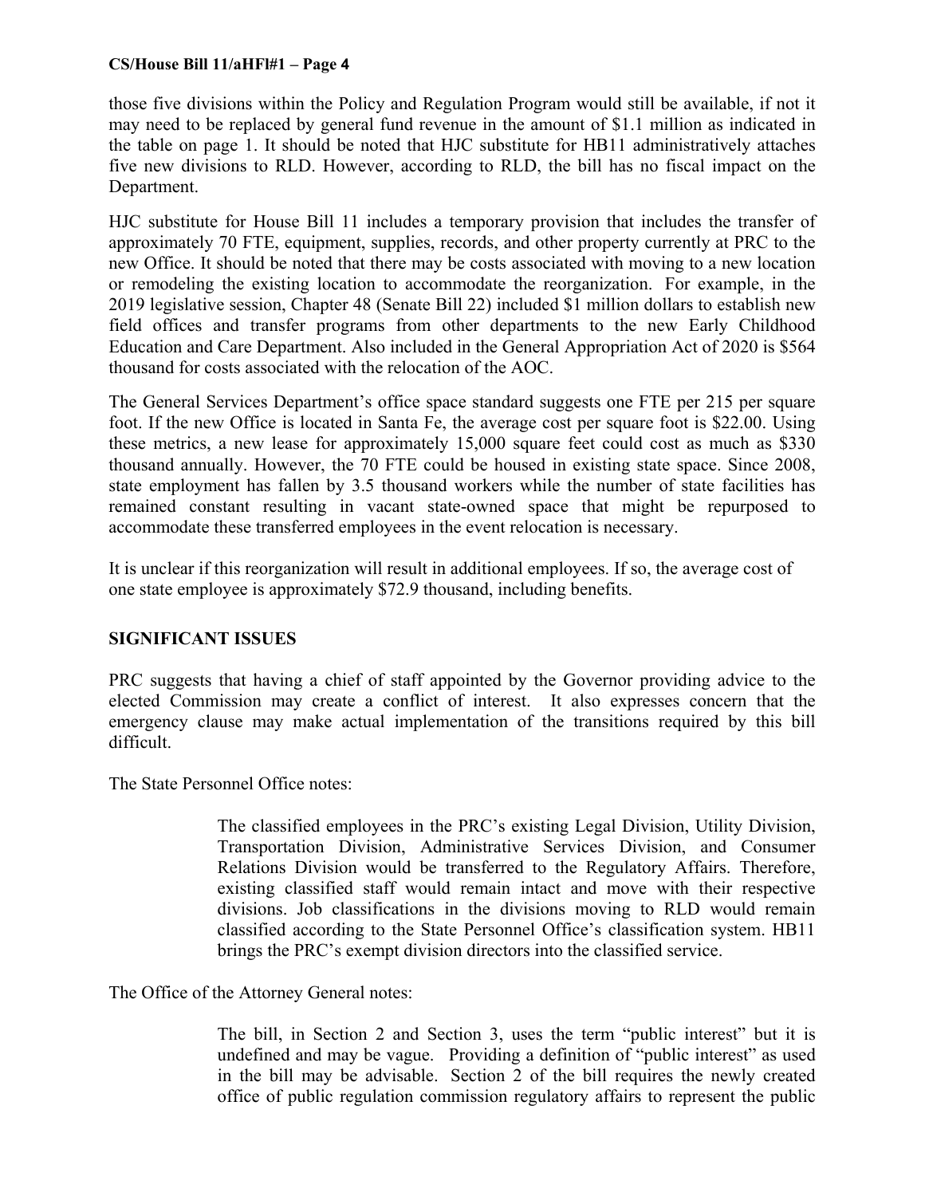those five divisions within the Policy and Regulation Program would still be available, if not it may need to be replaced by general fund revenue in the amount of $1.1 million as indicated in the table on page 1. It should be noted that HJC substitute for HB11 administratively attaches five new divisions to RLD. However, according to RLD, the bill has no fiscal impact on the Department.

HJC substitute for House Bill 11 includes a temporary provision that includes the transfer of approximately 70 FTE, equipment, supplies, records, and other property currently at PRC to the new Office. It should be noted that there may be costs associated with moving to a new location or remodeling the existing location to accommodate the reorganization. For example, in the 2019 legislative session, Chapter 48 (Senate Bill 22) included $1 million dollars to establish new field offices and transfer programs from other departments to the new Early Childhood Education and Care Department. Also included in the General Appropriation Act of 2020 is $564 thousand for costs associated with the relocation of the AOC.

The General Services Department's office space standard suggests one FTE per 215 per square foot. If the new Office is located in Santa Fe, the average cost per square foot is $22.00. Using these metrics, a new lease for approximately 15,000 square feet could cost as much as $330 thousand annually. However, the 70 FTE could be housed in existing state space. Since 2008, state employment has fallen by 3.5 thousand workers while the number of state facilities has remained constant resulting in vacant state-owned space that might be repurposed to accommodate these transferred employees in the event relocation is necessary.

It is unclear if this reorganization will result in additional employees. If so, the average cost of one state employee is approximately $72.9 thousand, including benefits.

## SIGNIFICANT ISSUES

PRC suggests that having a chief of staff appointed by the Governor providing advice to the elected Commission may create a conflict of interest. It also expresses concern that the emergency clause may make actual implementation of the transitions required by this bill difficult.

The State Personnel Office notes:

> The classified employees in the PRC's existing Legal Division, Utility Division, Transportation Division, Administrative Services Division, and Consumer Relations Division would be transferred to the Regulatory Affairs. Therefore, existing classified staff would remain intact and move with their respective divisions. Job classifications in the divisions moving to RLD would remain classified according to the State Personnel Office's classification system. HB11 brings the PRC's exempt division directors into the classified service.

The Office of the Attorney General notes:

> The bill, in Section 2 and Section 3, uses the term "public interest" but it is undefined and may be vague. Providing a definition of "public interest" as used in the bill may be advisable. Section 2 of the bill requires the newly created office of public regulation commission regulatory affairs to represent the public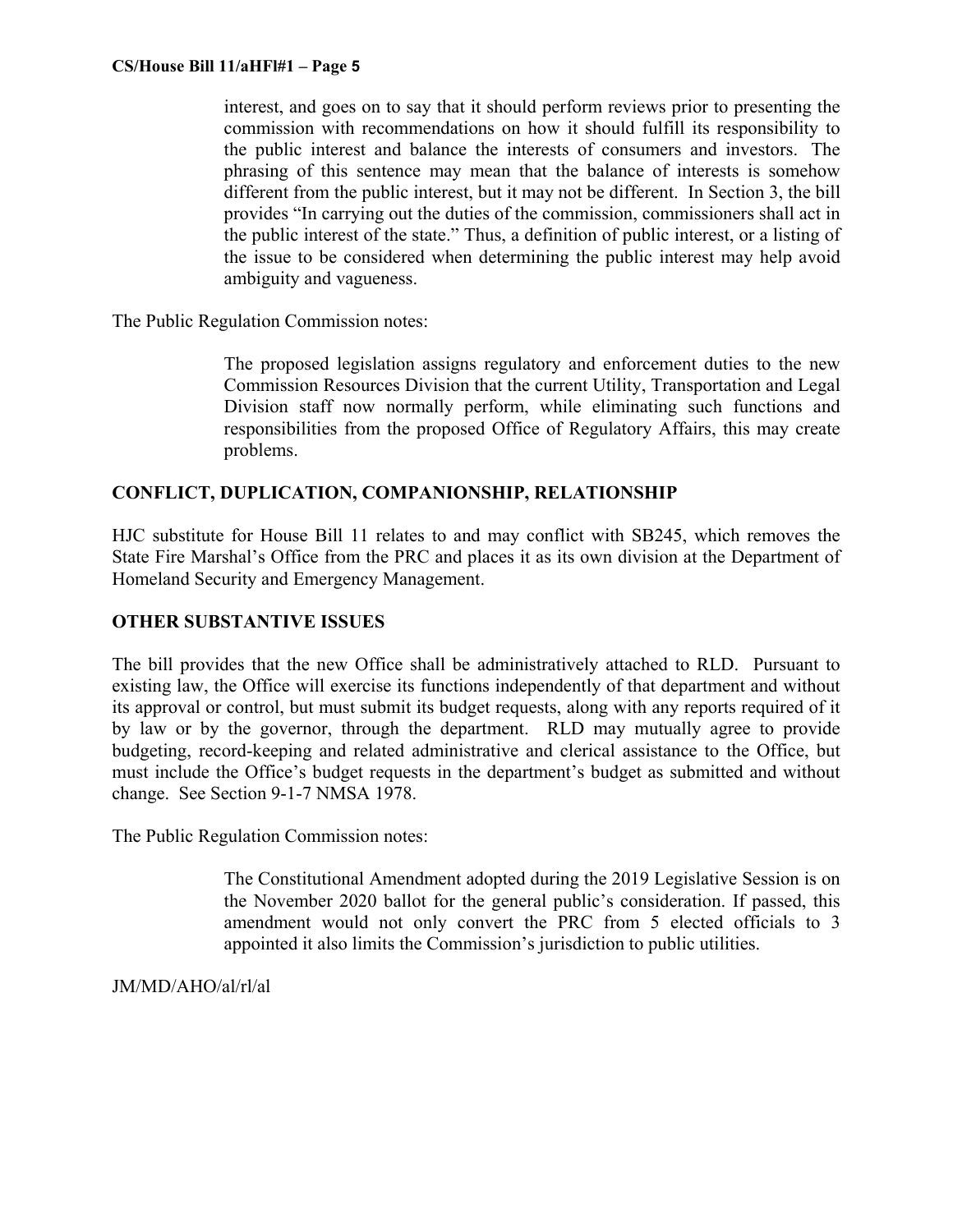interest, and goes on to say that it should perform reviews prior to presenting the commission with recommendations on how it should fulfill its responsibility to the public interest and balance the interests of consumers and investors. The phrasing of this sentence may mean that the balance of interests is somehow different from the public interest, but it may not be different. In Section 3, the bill provides "In carrying out the duties of the commission, commissioners shall act in the public interest of the state." Thus, a definition of public interest, or a listing of the issue to be considered when determining the public interest may help avoid ambiguity and vagueness.

The Public Regulation Commission notes:

> The proposed legislation assigns regulatory and enforcement duties to the new Commission Resources Division that the current Utility, Transportation and Legal Division staff now normally perform, while eliminating such functions and responsibilities from the proposed Office of Regulatory Affairs, this may create problems.

**CONFLICT, DUPLICATION, COMPANIONSHIP, RELATIONSHIP**

HJC substitute for House Bill 11 relates to and may conflict with SB245, which removes the State Fire Marshal's Office from the PRC and places it as its own division at the Department of Homeland Security and Emergency Management.

**OTHER SUBSTANTIVE ISSUES**

The bill provides that the new Office shall be administratively attached to RLD. Pursuant to existing law, the Office will exercise its functions independently of that department and without its approval or control, but must submit its budget requests, along with any reports required of it by law or by the governor, through the department. RLD may mutually agree to provide budgeting, record-keeping and related administrative and clerical assistance to the Office, but must include the Office's budget requests in the department's budget as submitted and without change. See Section 9-1-7 NMSA 1978.

The Public Regulation Commission notes:

> The Constitutional Amendment adopted during the 2019 Legislative Session is on the November 2020 ballot for the general public's consideration. If passed, this amendment would not only convert the PRC from 5 elected officials to 3 appointed it also limits the Commission's jurisdiction to public utilities.

JM/MD/AHO/al/rl/al